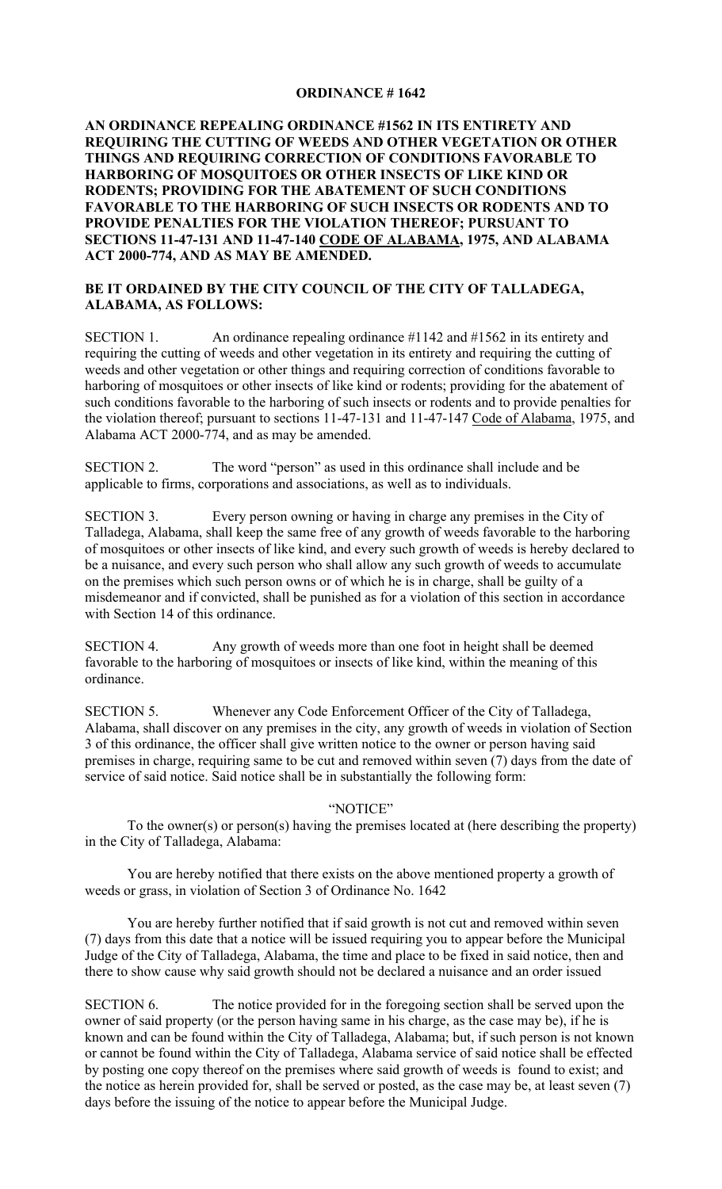**ORDINANCE # 1642**

**AN ORDINANCE REPEALING ORDINANCE #1562 IN ITS ENTIRETY AND REQUIRING THE CUTTING OF WEEDS AND OTHER VEGETATION OR OTHER THINGS AND REQUIRING CORRECTION OF CONDITIONS FAVORABLE TO HARBORING OF MOSQUITOES OR OTHER INSECTS OF LIKE KIND OR RODENTS; PROVIDING FOR THE ABATEMENT OF SUCH CONDITIONS FAVORABLE TO THE HARBORING OF SUCH INSECTS OR RODENTS AND TO PROVIDE PENALTIES FOR THE VIOLATION THEREOF; PURSUANT TO SECTIONS 11-47-131 AND 11-47-140 CODE OF ALABAMA, 1975, AND ALABAMA ACT 2000-774, AND AS MAY BE AMENDED.**

**BE IT ORDAINED BY THE CITY COUNCIL OF THE CITY OF TALLADEGA, ALABAMA, AS FOLLOWS:**

SECTION 1. An ordinance repealing ordinance #1142 and #1562 in its entirety and requiring the cutting of weeds and other vegetation in its entirety and requiring the cutting of weeds and other vegetation or other things and requiring correction of conditions favorable to harboring of mosquitoes or other insects of like kind or rodents; providing for the abatement of such conditions favorable to the harboring of such insects or rodents and to provide penalties for the violation thereof; pursuant to sections 11-47-131 and 11-47-147 Code of Alabama, 1975, and Alabama ACT 2000-774, and as may be amended.

SECTION 2. The word "person" as used in this ordinance shall include and be applicable to firms, corporations and associations, as well as to individuals.

SECTION 3. Every person owning or having in charge any premises in the City of Talladega, Alabama, shall keep the same free of any growth of weeds favorable to the harboring of mosquitoes or other insects of like kind, and every such growth of weeds is hereby declared to be a nuisance, and every such person who shall allow any such growth of weeds to accumulate on the premises which such person owns or of which he is in charge, shall be guilty of a misdemeanor and if convicted, shall be punished as for a violation of this section in accordance with Section 14 of this ordinance.

SECTION 4. Any growth of weeds more than one foot in height shall be deemed favorable to the harboring of mosquitoes or insects of like kind, within the meaning of this ordinance.

SECTION 5. Whenever any Code Enforcement Officer of the City of Talladega, Alabama, shall discover on any premises in the city, any growth of weeds in violation of Section 3 of this ordinance, the officer shall give written notice to the owner or person having said premises in charge, requiring same to be cut and removed within seven (7) days from the date of service of said notice. Said notice shall be in substantially the following form:

"NOTICE"

To the owner(s) or person(s) having the premises located at (here describing the property) in the City of Talladega, Alabama:

You are hereby notified that there exists on the above mentioned property a growth of weeds or grass, in violation of Section 3 of Ordinance No. 1642

You are hereby further notified that if said growth is not cut and removed within seven (7) days from this date that a notice will be issued requiring you to appear before the Municipal Judge of the City of Talladega, Alabama, the time and place to be fixed in said notice, then and there to show cause why said growth should not be declared a nuisance and an order issued

SECTION 6. The notice provided for in the foregoing section shall be served upon the owner of said property (or the person having same in his charge, as the case may be), if he is known and can be found within the City of Talladega, Alabama; but, if such person is not known or cannot be found within the City of Talladega, Alabama service of said notice shall be effected by posting one copy thereof on the premises where said growth of weeds is found to exist; and the notice as herein provided for, shall be served or posted, as the case may be, at least seven (7) days before the issuing of the notice to appear before the Municipal Judge.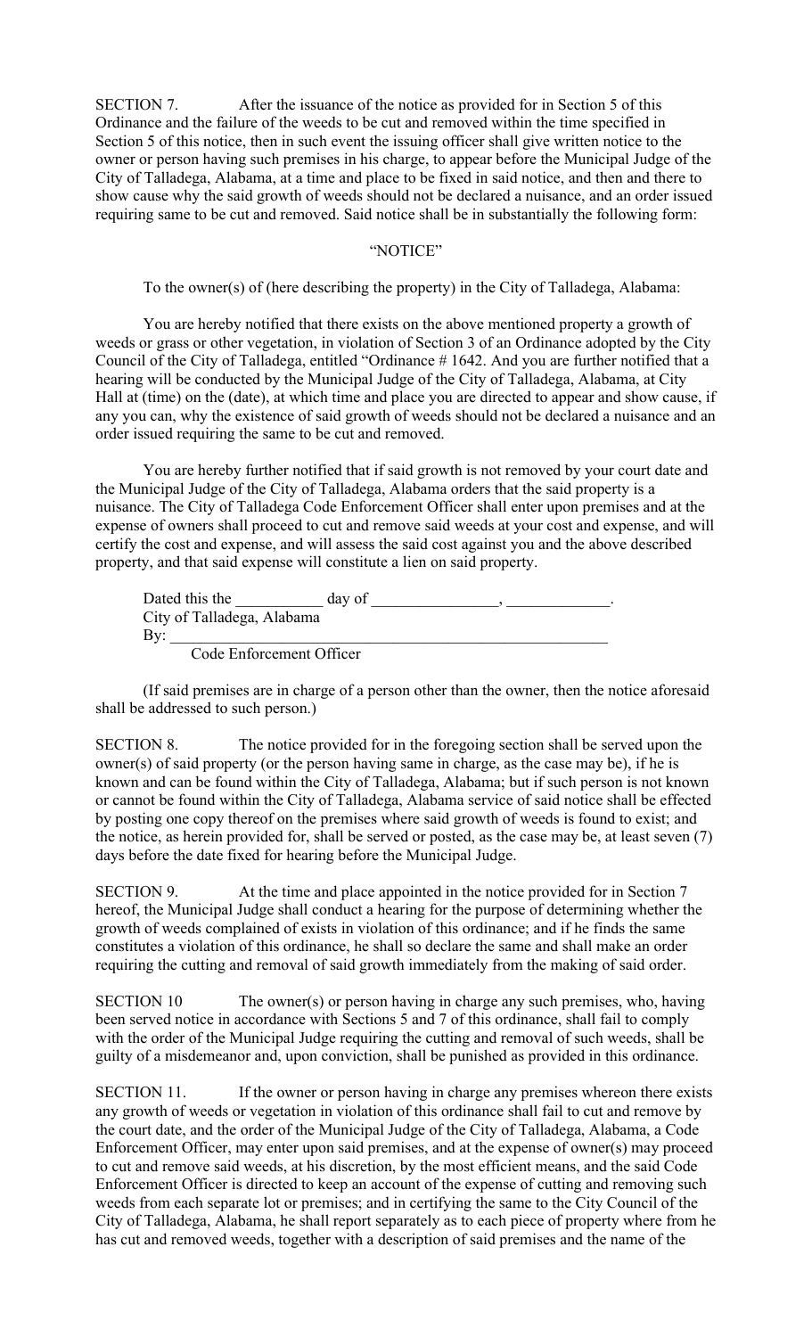SECTION 7. After the issuance of the notice as provided for in Section 5 of this Ordinance and the failure of the weeds to be cut and removed within the time specified in Section 5 of this notice, then in such event the issuing officer shall give written notice to the owner or person having such premises in his charge, to appear before the Municipal Judge of the City of Talladega, Alabama, at a time and place to be fixed in said notice, and then and there to show cause why the said growth of weeds should not be declared a nuisance, and an order issued requiring same to be cut and removed. Said notice shall be in substantially the following form:

"NOTICE"

To the owner(s) of (here describing the property) in the City of Talladega, Alabama:

You are hereby notified that there exists on the above mentioned property a growth of weeds or grass or other vegetation, in violation of Section 3 of an Ordinance adopted by the City Council of the City of Talladega, entitled "Ordinance # 1642. And you are further notified that a hearing will be conducted by the Municipal Judge of the City of Talladega, Alabama, at City Hall at (time) on the (date), at which time and place you are directed to appear and show cause, if any you can, why the existence of said growth of weeds should not be declared a nuisance and an order issued requiring the same to be cut and removed.

You are hereby further notified that if said growth is not removed by your court date and the Municipal Judge of the City of Talladega, Alabama orders that the said property is a nuisance. The City of Talladega Code Enforcement Officer shall enter upon premises and at the expense of owners shall proceed to cut and remove said weeds at your cost and expense, and will certify the cost and expense, and will assess the said cost against you and the above described property, and that said expense will constitute a lien on said property.

Dated this the ___________ day of ________________, _____________.
City of Talladega, Alabama
By: ________________________________________________________
Code Enforcement Officer

(If said premises are in charge of a person other than the owner, then the notice aforesaid shall be addressed to such person.)

SECTION 8. The notice provided for in the foregoing section shall be served upon the owner(s) of said property (or the person having same in charge, as the case may be), if he is known and can be found within the City of Talladega, Alabama; but if such person is not known or cannot be found within the City of Talladega, Alabama service of said notice shall be effected by posting one copy thereof on the premises where said growth of weeds is found to exist; and the notice, as herein provided for, shall be served or posted, as the case may be, at least seven (7) days before the date fixed for hearing before the Municipal Judge.

SECTION 9. At the time and place appointed in the notice provided for in Section 7 hereof, the Municipal Judge shall conduct a hearing for the purpose of determining whether the growth of weeds complained of exists in violation of this ordinance; and if he finds the same constitutes a violation of this ordinance, he shall so declare the same and shall make an order requiring the cutting and removal of said growth immediately from the making of said order.

SECTION 10 The owner(s) or person having in charge any such premises, who, having been served notice in accordance with Sections 5 and 7 of this ordinance, shall fail to comply with the order of the Municipal Judge requiring the cutting and removal of such weeds, shall be guilty of a misdemeanor and, upon conviction, shall be punished as provided in this ordinance.

SECTION 11. If the owner or person having in charge any premises whereon there exists any growth of weeds or vegetation in violation of this ordinance shall fail to cut and remove by the court date, and the order of the Municipal Judge of the City of Talladega, Alabama, a Code Enforcement Officer, may enter upon said premises, and at the expense of owner(s) may proceed to cut and remove said weeds, at his discretion, by the most efficient means, and the said Code Enforcement Officer is directed to keep an account of the expense of cutting and removing such weeds from each separate lot or premises; and in certifying the same to the City Council of the City of Talladega, Alabama, he shall report separately as to each piece of property where from he has cut and removed weeds, together with a description of said premises and the name of the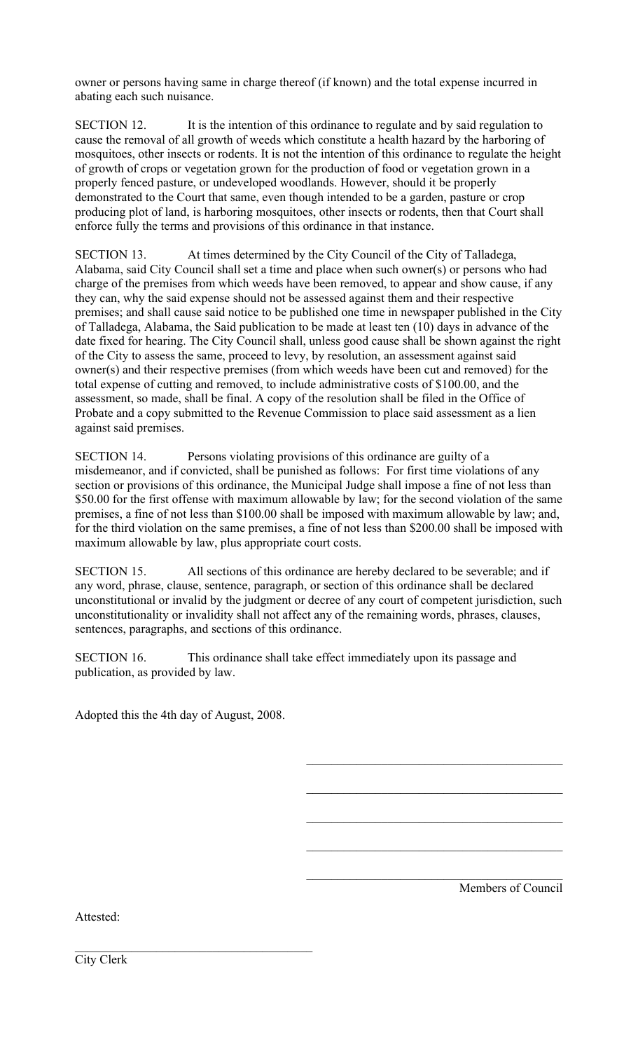owner or persons having same in charge thereof (if known) and the total expense incurred in abating each such nuisance.

SECTION 12. It is the intention of this ordinance to regulate and by said regulation to cause the removal of all growth of weeds which constitute a health hazard by the harboring of mosquitoes, other insects or rodents. It is not the intention of this ordinance to regulate the height of growth of crops or vegetation grown for the production of food or vegetation grown in a properly fenced pasture, or undeveloped woodlands. However, should it be properly demonstrated to the Court that same, even though intended to be a garden, pasture or crop producing plot of land, is harboring mosquitoes, other insects or rodents, then that Court shall enforce fully the terms and provisions of this ordinance in that instance.

SECTION 13. At times determined by the City Council of the City of Talladega, Alabama, said City Council shall set a time and place when such owner(s) or persons who had charge of the premises from which weeds have been removed, to appear and show cause, if any they can, why the said expense should not be assessed against them and their respective premises; and shall cause said notice to be published one time in newspaper published in the City of Talladega, Alabama, the Said publication to be made at least ten (10) days in advance of the date fixed for hearing. The City Council shall, unless good cause shall be shown against the right of the City to assess the same, proceed to levy, by resolution, an assessment against said owner(s) and their respective premises (from which weeds have been cut and removed) for the total expense of cutting and removed, to include administrative costs of $100.00, and the assessment, so made, shall be final. A copy of the resolution shall be filed in the Office of Probate and a copy submitted to the Revenue Commission to place said assessment as a lien against said premises.

SECTION 14. Persons violating provisions of this ordinance are guilty of a misdemeanor, and if convicted, shall be punished as follows: For first time violations of any section or provisions of this ordinance, the Municipal Judge shall impose a fine of not less than $50.00 for the first offense with maximum allowable by law; for the second violation of the same premises, a fine of not less than $100.00 shall be imposed with maximum allowable by law; and, for the third violation on the same premises, a fine of not less than $200.00 shall be imposed with maximum allowable by law, plus appropriate court costs.

SECTION 15. All sections of this ordinance are hereby declared to be severable; and if any word, phrase, clause, sentence, paragraph, or section of this ordinance shall be declared unconstitutional or invalid by the judgment or decree of any court of competent jurisdiction, such unconstitutionality or invalidity shall not affect any of the remaining words, phrases, clauses, sentences, paragraphs, and sections of this ordinance.

SECTION 16. This ordinance shall take effect immediately upon its passage and publication, as provided by law.

Adopted this the 4th day of August, 2008.

\_\_\_\_\_\_\_\_\_\_\_\_\_\_\_\_\_\_\_\_\_\_\_\_\_\_\_\_\_\_\_\_\_\_\_\_\_\_\_\_

\_\_\_\_\_\_\_\_\_\_\_\_\_\_\_\_\_\_\_\_\_\_\_\_\_\_\_\_\_\_\_\_\_\_\_\_\_\_\_\_

\_\_\_\_\_\_\_\_\_\_\_\_\_\_\_\_\_\_\_\_\_\_\_\_\_\_\_\_\_\_\_\_\_\_\_\_\_\_\_\_

\_\_\_\_\_\_\_\_\_\_\_\_\_\_\_\_\_\_\_\_\_\_\_\_\_\_\_\_\_\_\_\_\_\_\_\_\_\_\_\_

\_\_\_\_\_\_\_\_\_\_\_\_\_\_\_\_\_\_\_\_\_\_\_\_\_\_\_\_\_\_\_\_\_\_\_\_\_\_\_\_

Members of Council

Attested:

\_\_\_\_\_\_\_\_\_\_\_\_\_\_\_\_\_\_\_\_\_\_\_\_\_\_\_\_\_\_\_\_\_\_\_\_\_\_\_\_

City Clerk